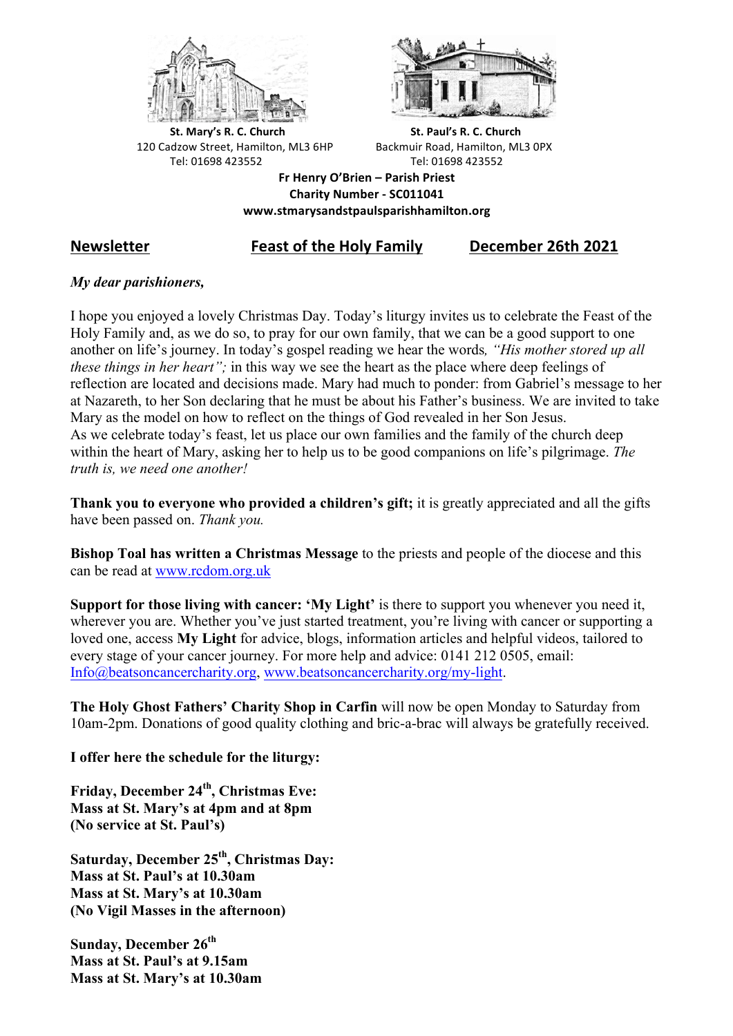**St. Mary's R. C. Church**
120 Cadzow Street, Hamilton, ML3 6HP
Tel: 01698 423552

**St. Paul's R. C. Church**
Backmuir Road, Hamilton, ML3 0PX
Tel: 01698 423552

**Fr Henry O'Brien – Parish Priest**
**Charity Number - SC011041**
**www.stmarysandstpaulsparishhamilton.org**

## Newsletter — Feast of the Holy Family — December 26th 2021

*My dear parishioners,*

I hope you enjoyed a lovely Christmas Day. Today's liturgy invites us to celebrate the Feast of the Holy Family and, as we do so, to pray for our own family, that we can be a good support to one another on life's journey. In today's gospel reading we hear the words*, "His mother stored up all these things in her heart";* in this way we see the heart as the place where deep feelings of reflection are located and decisions made. Mary had much to ponder: from Gabriel's message to her at Nazareth, to her Son declaring that he must be about his Father's business. We are invited to take Mary as the model on how to reflect on the things of God revealed in her Son Jesus.
As we celebrate today's feast, let us place our own families and the family of the church deep within the heart of Mary, asking her to help us to be good companions on life's pilgrimage. *The truth is, we need one another!*

**Thank you to everyone who provided a children's gift;** it is greatly appreciated and all the gifts have been passed on. *Thank you.*

**Bishop Toal has written a Christmas Message** to the priests and people of the diocese and this can be read at www.rcdom.org.uk

**Support for those living with cancer: 'My Light'** is there to support you whenever you need it, wherever you are. Whether you've just started treatment, you're living with cancer or supporting a loved one, access **My Light** for advice, blogs, information articles and helpful videos, tailored to every stage of your cancer journey. For more help and advice: 0141 212 0505, email: Info@beatsoncancercharity.org, www.beatsoncancercharity.org/my-light.

**The Holy Ghost Fathers' Charity Shop in Carfin** will now be open Monday to Saturday from 10am-2pm. Donations of good quality clothing and bric-a-brac will always be gratefully received.

**I offer here the schedule for the liturgy:**

**Friday, December 24th, Christmas Eve:**
**Mass at St. Mary's at 4pm and at 8pm**
**(No service at St. Paul's)**

**Saturday, December 25th, Christmas Day:**
**Mass at St. Paul's at 10.30am**
**Mass at St. Mary's at 10.30am**
**(No Vigil Masses in the afternoon)**

**Sunday, December 26th**
**Mass at St. Paul's at 9.15am**
**Mass at St. Mary's at 10.30am**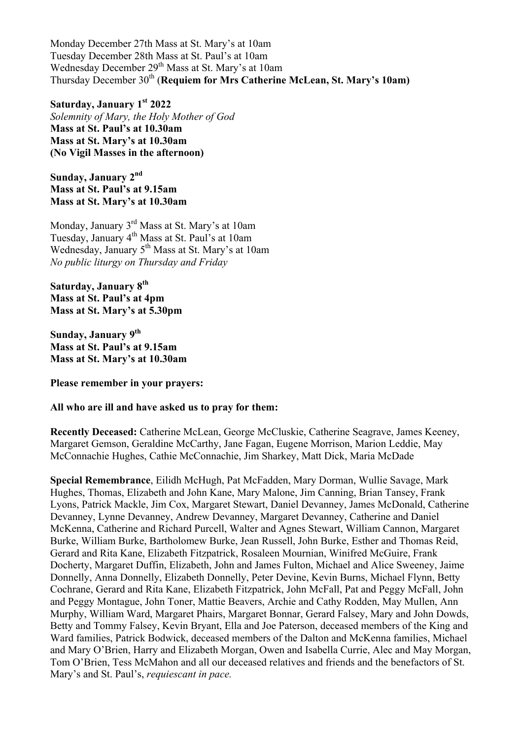Monday December 27th Mass at St. Mary's at 10am
Tuesday December 28th Mass at St. Paul's at 10am
Wednesday December 29th Mass at St. Mary's at 10am
Thursday December 30th (**Requiem for Mrs Catherine McLean, St. Mary's 10am)**

**Saturday, January 1st 2022**
*Solemnity of Mary, the Holy Mother of God*
**Mass at St. Paul's at 10.30am**
**Mass at St. Mary's at 10.30am**
**(No Vigil Masses in the afternoon)**

**Sunday, January 2nd**
**Mass at St. Paul's at 9.15am**
**Mass at St. Mary's at 10.30am**

Monday, January 3rd Mass at St. Mary's at 10am
Tuesday, January 4th Mass at St. Paul's at 10am
Wednesday, January 5th Mass at St. Mary's at 10am
*No public liturgy on Thursday and Friday*

**Saturday, January 8th**
**Mass at St. Paul's at 4pm**
**Mass at St. Mary's at 5.30pm**

**Sunday, January 9th**
**Mass at St. Paul's at 9.15am**
**Mass at St. Mary's at 10.30am**

**Please remember in your prayers:**

**All who are ill and have asked us to pray for them:**

**Recently Deceased:** Catherine McLean, George McCluskie, Catherine Seagrave, James Keeney, Margaret Gemson, Geraldine McCarthy, Jane Fagan, Eugene Morrison, Marion Leddie, May McConnachie Hughes, Cathie McConnachie, Jim Sharkey, Matt Dick, Maria McDade

**Special Remembrance**, Eilidh McHugh, Pat McFadden, Mary Dorman, Wullie Savage, Mark Hughes, Thomas, Elizabeth and John Kane, Mary Malone, Jim Canning, Brian Tansey, Frank Lyons, Patrick Mackle, Jim Cox, Margaret Stewart, Daniel Devanney, James McDonald, Catherine Devanney, Lynne Devanney, Andrew Devanney, Margaret Devanney, Catherine and Daniel McKenna, Catherine and Richard Purcell, Walter and Agnes Stewart, William Cannon, Margaret Burke, William Burke, Bartholomew Burke, Jean Russell, John Burke, Esther and Thomas Reid, Gerard and Rita Kane, Elizabeth Fitzpatrick, Rosaleen Mournian, Winifred McGuire, Frank Docherty, Margaret Duffin, Elizabeth, John and James Fulton, Michael and Alice Sweeney, Jaime Donnelly, Anna Donnelly, Elizabeth Donnelly, Peter Devine, Kevin Burns, Michael Flynn, Betty Cochrane, Gerard and Rita Kane, Elizabeth Fitzpatrick, John McFall, Pat and Peggy McFall, John and Peggy Montague, John Toner, Mattie Beavers, Archie and Cathy Rodden, May Mullen, Ann Murphy, William Ward, Margaret Phairs, Margaret Bonnar, Gerard Falsey, Mary and John Dowds, Betty and Tommy Falsey, Kevin Bryant, Ella and Joe Paterson, deceased members of the King and Ward families, Patrick Bodwick, deceased members of the Dalton and McKenna families, Michael and Mary O'Brien, Harry and Elizabeth Morgan, Owen and Isabella Currie, Alec and May Morgan, Tom O'Brien, Tess McMahon and all our deceased relatives and friends and the benefactors of St. Mary's and St. Paul's, *requiescant in pace.*